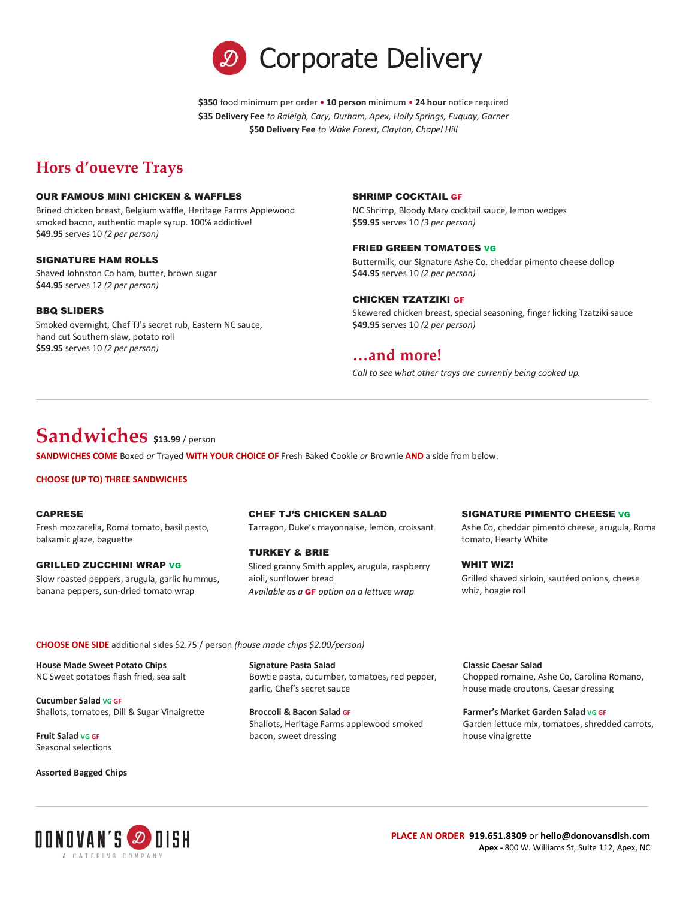# Corporate Delivery

**$350** food minimum per order • **10 person** minimum • **24 hour** notice required
**$35 Delivery Fee** *to Raleigh, Cary, Durham, Apex, Holly Springs, Fuquay, Garner*
**$50 Delivery Fee** *to Wake Forest, Clayton, Chapel Hill*

## Hors d'ouevre Trays

### OUR FAMOUS MINI CHICKEN & WAFFLES
Brined chicken breast, Belgium waffle, Heritage Farms Applewood smoked bacon, authentic maple syrup. 100% addictive!
**$49.95** serves 10 *(2 per person)*

### SIGNATURE HAM ROLLS
Shaved Johnston Co ham, butter, brown sugar
**$44.95** serves 12 *(2 per person)*

### BBQ SLIDERS
Smoked overnight, Chef TJ's secret rub, Eastern NC sauce, hand cut Southern slaw, potato roll
**$59.95** serves 10 *(2 per person)*

### SHRIMP COCKTAIL GF
NC Shrimp, Bloody Mary cocktail sauce, lemon wedges
**$59.95** serves 10 *(3 per person)*

### FRIED GREEN TOMATOES VG
Buttermilk, our Signature Ashe Co. cheddar pimento cheese dollop
**$44.95** serves 10 *(2 per person)*

### CHICKEN TZATZIKI GF
Skewered chicken breast, special seasoning, finger licking Tzatziki sauce
**$49.95** serves 10 *(2 per person)*

### …and more!
*Call to see what other trays are currently being cooked up.*

## Sandwiches **$13.99** / person

**SANDWICHES COME** Boxed *or* Trayed **WITH YOUR CHOICE OF** Fresh Baked Cookie *or* Brownie **AND** a side from below.

**CHOOSE (UP TO) THREE SANDWICHES**

### CAPRESE
Fresh mozzarella, Roma tomato, basil pesto, balsamic glaze, baguette

### GRILLED ZUCCHINI WRAP VG
Slow roasted peppers, arugula, garlic hummus, banana peppers, sun-dried tomato wrap

### CHEF TJ'S CHICKEN SALAD
Tarragon, Duke's mayonnaise, lemon, croissant

### TURKEY & BRIE
Sliced granny Smith apples, arugula, raspberry aioli, sunflower bread
*Available as a **GF** option on a lettuce wrap*

### SIGNATURE PIMENTO CHEESE VG
Ashe Co, cheddar pimento cheese, arugula, Roma tomato, Hearty White

### WHIT WIZ!
Grilled shaved sirloin, sautéed onions, cheese whiz, hoagie roll

**CHOOSE ONE SIDE** additional sides $2.75 / person *(house made chips $2.00/person)*

**House Made Sweet Potato Chips**
NC Sweet potatoes flash fried, sea salt

**Cucumber Salad** VG GF
Shallots, tomatoes, Dill & Sugar Vinaigrette

**Fruit Salad** VG GF
Seasonal selections

**Assorted Bagged Chips**

**Signature Pasta Salad**
Bowtie pasta, cucumber, tomatoes, red pepper, garlic, Chef's secret sauce

**Broccoli & Bacon Salad** GF
Shallots, Heritage Farms applewood smoked bacon, sweet dressing

**Classic Caesar Salad**
Chopped romaine, Ashe Co, Carolina Romano, house made croutons, Caesar dressing

**Farmer's Market Garden Salad** VG GF
Garden lettuce mix, tomatoes, shredded carrots, house vinaigrette

DONOVAN'S DISH
A CATERING COMPANY

**PLACE AN ORDER 919.651.8309** or **hello@donovansdish.com**
**Apex -** 800 W. Williams St, Suite 112, Apex, NC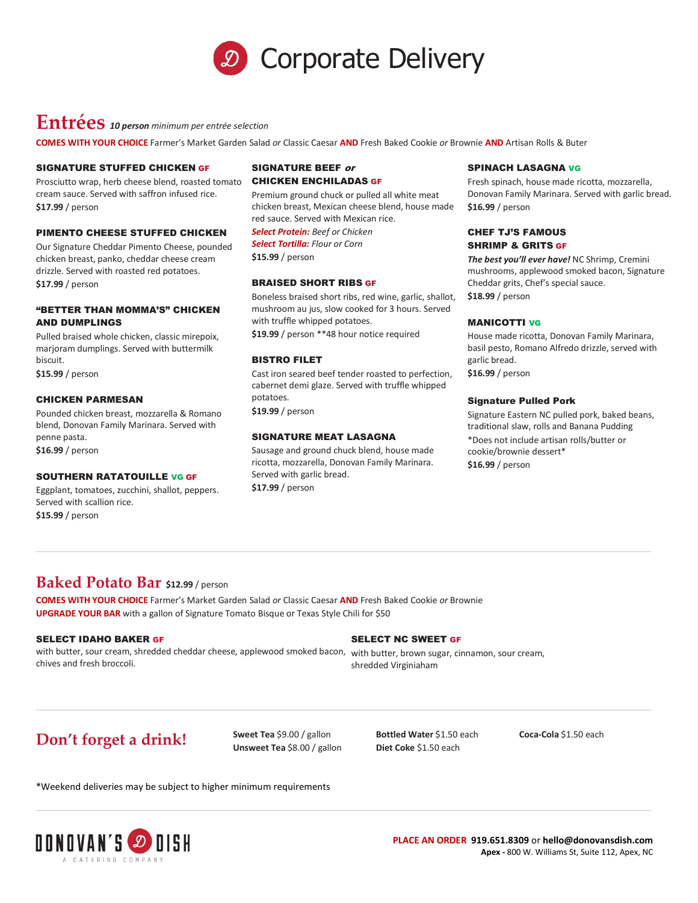# Corporate Delivery

## Entrées *10 person minimum per entrée selection*

**COMES WITH YOUR CHOICE** Farmer's Market Garden Salad *or* Classic Caesar **AND** Fresh Baked Cookie *or* Brownie **AND** Artisan Rolls & Buter

### SIGNATURE STUFFED CHICKEN GF

Prosciutto wrap, herb cheese blend, roasted tomato cream sauce. Served with saffron infused rice.
**$17.99** / person

### PIMENTO CHEESE STUFFED CHICKEN

Our Signature Cheddar Pimento Cheese, pounded chicken breast, panko, cheddar cheese cream drizzle. Served with roasted red potatoes.
**$17.99** / person

### "BETTER THAN MOMMA'S" CHICKEN AND DUMPLINGS

Pulled braised whole chicken, classic mirepoix, marjoram dumplings. Served with buttermilk biscuit.
**$15.99** / person

### CHICKEN PARMESAN

Pounded chicken breast, mozzarella & Romano blend, Donovan Family Marinara. Served with penne pasta.
**$16.99** / person

### SOUTHERN RATATOUILLE VG GF

Eggplant, tomatoes, zucchini, shallot, peppers. Served with scallion rice.
**$15.99** / person

### SIGNATURE BEEF *or* CHICKEN ENCHILADAS GF

Premium ground chuck or pulled all white meat chicken breast, Mexican cheese blend, house made red sauce. Served with Mexican rice.
***Select Protein:*** *Beef or Chicken*
***Select Tortilla:*** *Flour or Corn*
**$15.99** / person

### BRAISED SHORT RIBS GF

Boneless braised short ribs, red wine, garlic, shallot, mushroom au jus, slow cooked for 3 hours. Served with truffle whipped potatoes.
**$19.99** / person **48 hour notice required

### BISTRO FILET

Cast iron seared beef tender roasted to perfection, cabernet demi glaze. Served with truffle whipped potatoes.
**$19.99** / person

### SIGNATURE MEAT LASAGNA

Sausage and ground chuck blend, house made ricotta, mozzarella, Donovan Family Marinara. Served with garlic bread.
**$17.99** / person

### SPINACH LASAGNA VG

Fresh spinach, house made ricotta, mozzarella, Donovan Family Marinara. Served with garlic bread.
**$16.99** / person

### CHEF TJ'S FAMOUS SHRIMP & GRITS GF

***The best you'll ever have!*** NC Shrimp, Cremini mushrooms, applewood smoked bacon, Signature Cheddar grits, Chef's special sauce.
**$18.99** / person

### MANICOTTI VG

House made ricotta, Donovan Family Marinara, basil pesto, Romano Alfredo drizzle, served with garlic bread.
**$16.99** / person

### Signature Pulled Pork

Signature Eastern NC pulled pork, baked beans, traditional slaw, rolls and Banana Pudding
*Does not include artisan rolls/butter or cookie/brownie dessert*
**$16.99** / person

## Baked Potato Bar **$12.99** / person

**COMES WITH YOUR CHOICE** Farmer's Market Garden Salad *or* Classic Caesar **AND** Fresh Baked Cookie *or* Brownie
**UPGRADE YOUR BAR** with a gallon of Signature Tomato Bisque or Texas Style Chili for $50

### SELECT IDAHO BAKER GF

with butter, sour cream, shredded cheddar cheese, applewood smoked bacon, chives and fresh broccoli.

### SELECT NC SWEET GF

with butter, brown sugar, cinnamon, sour cream, shredded Virginiaham

## Don't forget a drink!

**Sweet Tea** $9.00 / gallon
**Unsweet Tea** $8.00 / gallon
**Bottled Water** $1.50 each
**Diet Coke** $1.50 each
**Coca-Cola** $1.50 each

*Weekend deliveries may be subject to higher minimum requirements

DONOVAN'S DISH
A CATERING COMPANY

**PLACE AN ORDER** **919.651.8309** or **hello@donovansdish.com**
**Apex -** 800 W. Williams St, Suite 112, Apex, NC